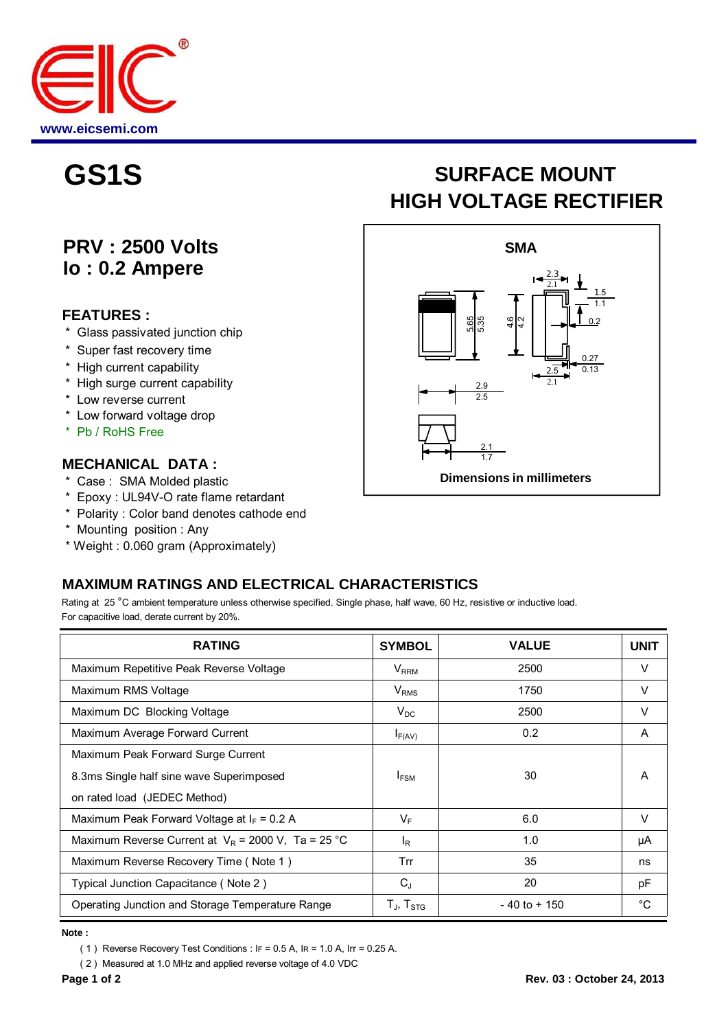www.eicsemi.com

# GS1S

## SURFACE MOUNT HIGH VOLTAGE RECTIFIER

### PRV : 2500 Volts
### Io : 0.2 Ampere

SMA

Dimensions in millimeters

### FEATURES :

* Glass passivated junction chip
* Super fast recovery time
* High current capability
* High surge current capability
* Low reverse current
* Low forward voltage drop
* Pb / RoHS Free

### MECHANICAL DATA :

* Case : SMA Molded plastic
* Epoxy : UL94V-O rate flame retardant
* Polarity : Color band denotes cathode end
* Mounting position : Any
* Weight : 0.060 gram (Approximately)

## MAXIMUM RATINGS AND ELECTRICAL CHARACTERISTICS

Rating at 25 °C ambient temperature unless otherwise specified. Single phase, half wave, 60 Hz, resistive or inductive load.
For capacitive load, derate current by 20%.

| RATING | SYMBOL | VALUE | UNIT |
|---|---|---|---|
| Maximum Repetitive Peak Reverse Voltage | $V_{RRM}$ | 2500 | V |
| Maximum RMS Voltage | $V_{RMS}$ | 1750 | V |
| Maximum DC Blocking Voltage | $V_{DC}$ | 2500 | V |
| Maximum Average Forward Current | $I_{F(AV)}$ | 0.2 | A |
| Maximum Peak Forward Surge Current 8.3ms Single half sine wave Superimposed on rated load (JEDEC Method) | $I_{FSM}$ | 30 | A |
| Maximum Peak Forward Voltage at $I_F$ = 0.2 A | $V_F$ | 6.0 | V |
| Maximum Reverse Current at $V_R$ = 2000 V, Ta = 25 °C | $I_R$ | 1.0 | μA |
| Maximum Reverse Recovery Time ( Note 1 ) | Trr | 35 | ns |
| Typical Junction Capacitance ( Note 2 ) | $C_J$ | 20 | pF |
| Operating Junction and Storage Temperature Range | $T_J$, $T_{STG}$ | - 40 to + 150 | °C |

**Note :**

( 1 ) Reverse Recovery Test Conditions : IF = 0.5 A, IR = 1.0 A, Irr = 0.25 A.

( 2 ) Measured at 1.0 MHz and applied reverse voltage of 4.0 VDC

Rev. 03 : October 24, 2013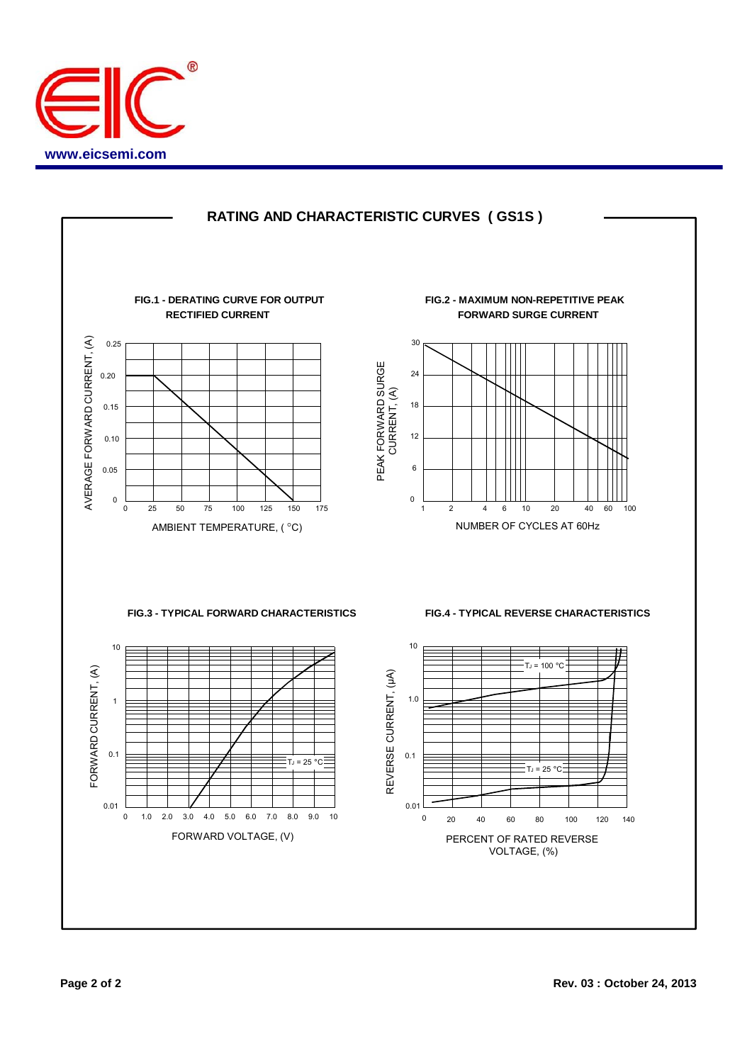www.eicsemi.com

## RATING AND CHARACTERISTIC CURVES ( GS1S )

**FIG.1 - DERATING CURVE FOR OUTPUT RECTIFIED CURRENT**

AVERAGE FORWARD CURRENT, (A)

0.25
0.20
0.15
0.10
0.05
0

0 25 50 75 100 125 150 175

AMBIENT TEMPERATURE, ( °C)

**FIG.2 - MAXIMUM NON-REPETITIVE PEAK FORWARD SURGE CURRENT**

PEAK FORWARD SURGE CURRENT, (A)

30
24
18
12
6
0

1 2 4 6 10 20 40 60 100

NUMBER OF CYCLES AT 60Hz

**FIG.3 - TYPICAL FORWARD CHARACTERISTICS**

FORWARD CURRENT, (A)

10
1
0.1
0.01

$T_J$ = 25 °C

0 1.0 2.0 3.0 4.0 5.0 6.0 7.0 8.0 9.0 10

FORWARD VOLTAGE, (V)

**FIG.4 - TYPICAL REVERSE CHARACTERISTICS**

REVERSE CURRENT, (μA)

10
1.0
0.1
0.01

$T_J$ = 100 °C

$T_J$ = 25 °C

0 20 40 60 80 100 120 140

PERCENT OF RATED REVERSE VOLTAGE, (%)

Rev. 03 : October 24, 2013